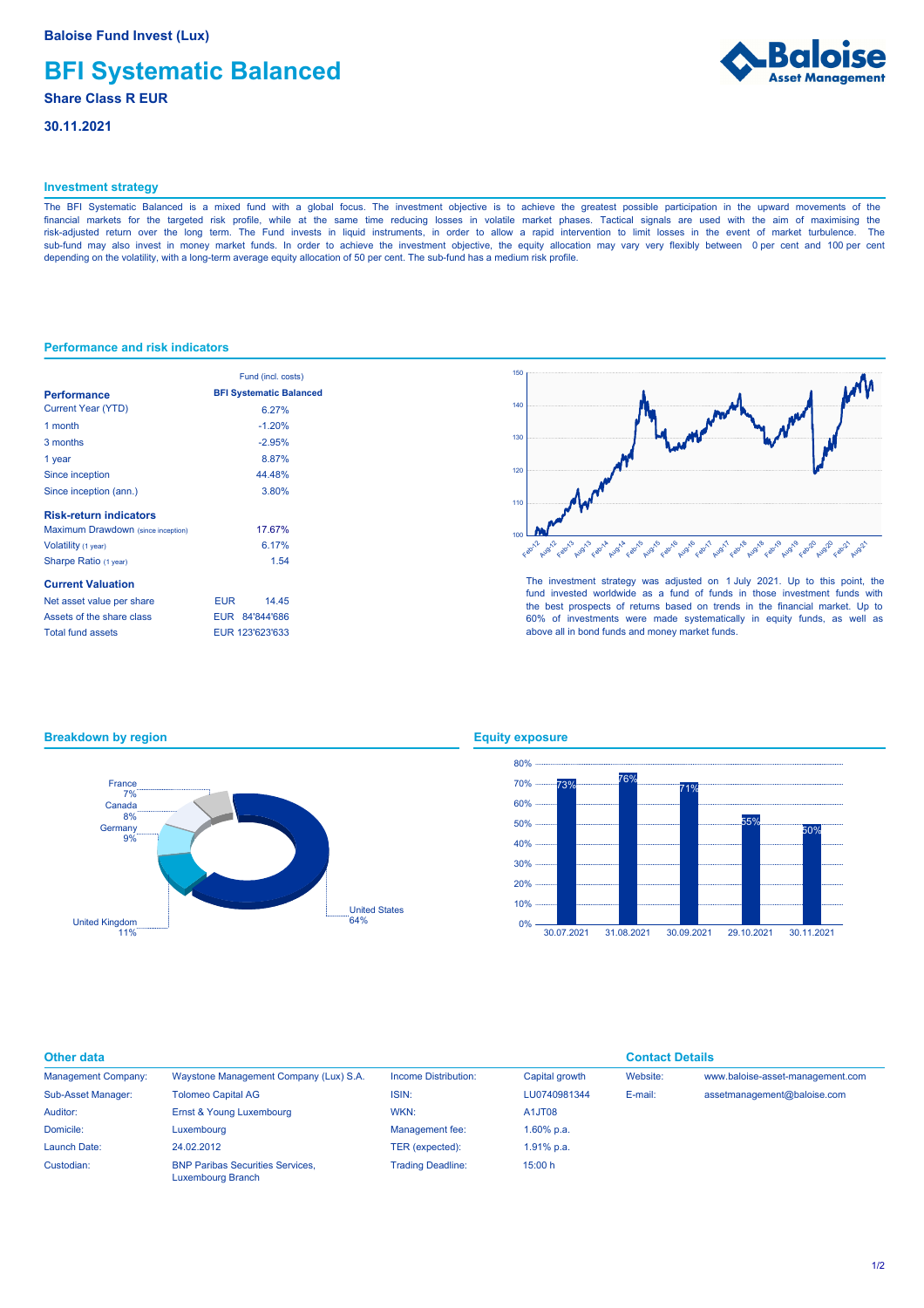Baloise Fund Invest (Lux)

# BFI Systematic Balanced

**Share Class R EUR**

**30.11.2021**

## Investment strategy

The BFI Systematic Balanced is a mixed fund with a global focus. The investment objective is to achieve the greatest possible participation in the upward movements of the financial markets for the targeted risk profile, while at the same time reducing losses in volatile market phases. Tactical signals are used with the aim of maximising the risk-adjusted return over the long term. The Fund invests in liquid instruments, in order to allow a rapid intervention to limit losses in the event of market turbulence. The sub-fund may also invest in money market funds. In order to achieve the investment objective, the equity allocation may vary very flexibly between 0 per cent and 100 per cent depending on the volatility, with a long-term average equity allocation of 50 per cent. The sub-fund has a medium risk profile.

## Performance and risk indicators

| | Fund (incl. costs) |
|---|---|
| **Performance** | **BFI Systematic Balanced** |
| Current Year (YTD) | 6.27% |
| 1 month | -1.20% |
| 3 months | -2.95% |
| 1 year | 8.87% |
| Since inception | 44.48% |
| Since inception (ann.) | 3.80% |
| **Risk-return indicators** | |
| Maximum Drawdown (since inception) | 17.67% |
| Volatility (1 year) | 6.17% |
| Sharpe Ratio (1 year) | 1.54 |
| **Current Valuation** | |
| Net asset value per share | EUR 14.45 |
| Assets of the share class | EUR 84'844'686 |
| Total fund assets | EUR 123'623'633 |

The investment strategy was adjusted on 1 July 2021. Up to this point, the fund invested worldwide as a fund of funds in those investment funds with the best prospects of returns based on trends in the financial market. Up to 60% of investments were made systematically in equity funds, as well as above all in bond funds and money market funds.

## Breakdown by region

| Region | Share |
|---|---|
| United States | 64% |
| United Kingdom | 11% |
| Germany | 9% |
| Canada | 8% |
| France | 7% |

## Equity exposure

| Date | Equity exposure |
|---|---|
| 30.07.2021 | 73% |
| 31.08.2021 | 76% |
| 30.09.2021 | 71% |
| 29.10.2021 | 55% |
| 30.11.2021 | 50% |

## Other data

| | | | |
|---|---|---|---|
| Management Company: | Waystone Management Company (Lux) S.A. | Income Distribution: | Capital growth |
| Sub-Asset Manager: | Tolomeo Capital AG | ISIN: | LU0740981344 |
| Auditor: | Ernst & Young Luxembourg | WKN: | A1JT08 |
| Domicile: | Luxembourg | Management fee: | 1.60% p.a. |
| Launch Date: | 24.02.2012 | TER (expected): | 1.91% p.a. |
| Custodian: | BNP Paribas Securities Services, Luxembourg Branch | Trading Deadline: | 15:00 h |

## Contact Details

| | |
|---|---|
| Website: | www.baloise-asset-management.com |
| E-mail: | assetmanagement@baloise.com |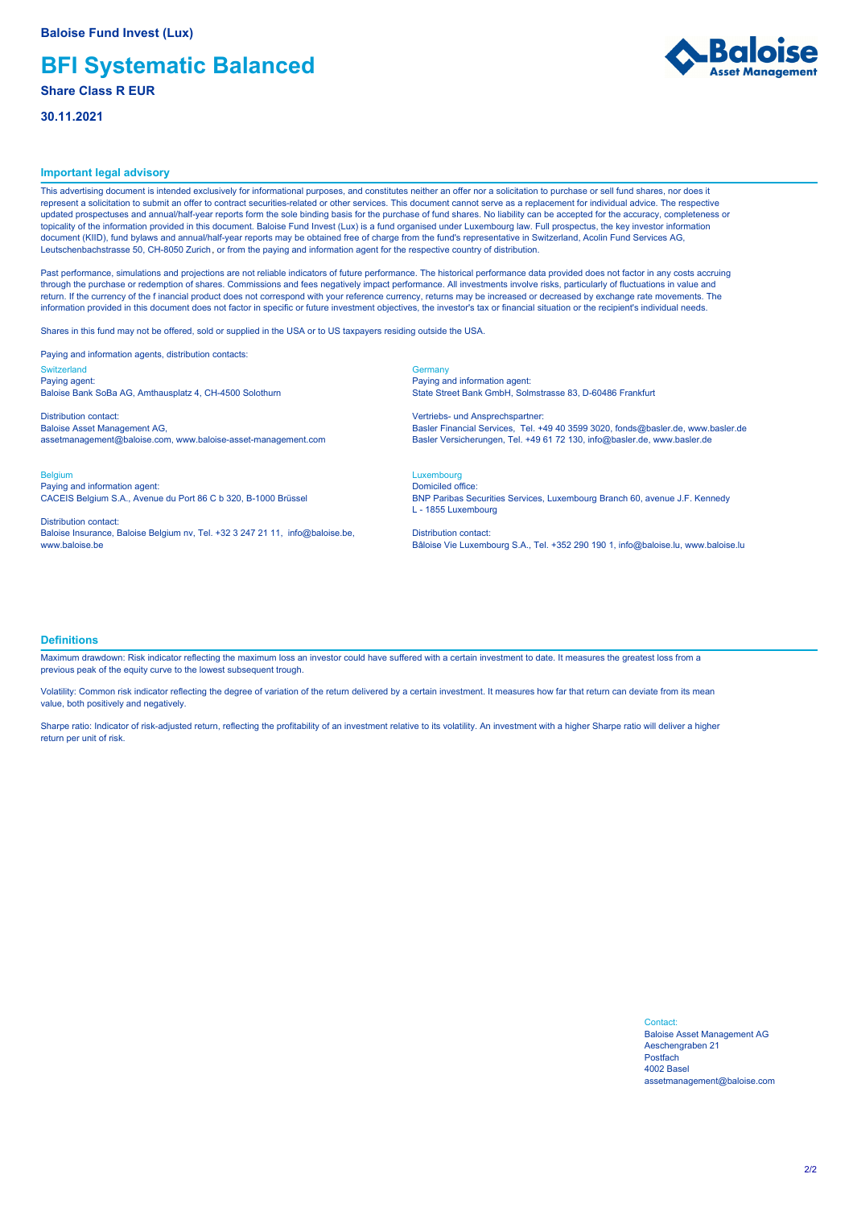Baloise Fund Invest (Lux)

# BFI Systematic Balanced

**Share Class R EUR**

**30.11.2021**

## Important legal advisory

This advertising document is intended exclusively for informational purposes, and constitutes neither an offer nor a solicitation to purchase or sell fund shares, nor does it represent a solicitation to submit an offer to contract securities-related or other services. This document cannot serve as a replacement for individual advice. The respective updated prospectuses and annual/half-year reports form the sole binding basis for the purchase of fund shares. No liability can be accepted for the accuracy, completeness or topicality of the information provided in this document. Baloise Fund Invest (Lux) is a fund organised under Luxembourg law. Full prospectus, the key investor information document (KIID), fund bylaws and annual/half-year reports may be obtained free of charge from the fund's representative in Switzerland, Acolin Fund Services AG, Leutschenbachstrasse 50, CH-8050 Zurich, or from the paying and information agent for the respective country of distribution.

Past performance, simulations and projections are not reliable indicators of future performance. The historical performance data provided does not factor in any costs accruing through the purchase or redemption of shares. Commissions and fees negatively impact performance. All investments involve risks, particularly of fluctuations in value and return. If the currency of the f inancial product does not correspond with your reference currency, returns may be increased or decreased by exchange rate movements. The information provided in this document does not factor in specific or future investment objectives, the investor's tax or financial situation or the recipient's individual needs.

Shares in this fund may not be offered, sold or supplied in the USA or to US taxpayers residing outside the USA.

Paying and information agents, distribution contacts:

Switzerland
Paying agent:
Baloise Bank SoBa AG, Amthausplatz 4, CH-4500 Solothurn

Distribution contact:
Baloise Asset Management AG,
assetmanagement@baloise.com, www.baloise-asset-management.com

Belgium
Paying and information agent:
CACEIS Belgium S.A., Avenue du Port 86 C b 320, B-1000 Brüssel

Distribution contact:
Baloise Insurance, Baloise Belgium nv, Tel. +32 3 247 21 11, info@baloise.be, www.baloise.be

Germany
Paying and information agent:
State Street Bank GmbH, Solmstrasse 83, D-60486 Frankfurt

Vertriebs- und Ansprechspartner:
Basler Financial Services, Tel. +49 40 3599 3020, fonds@basler.de, www.basler.de
Basler Versicherungen, Tel. +49 61 72 130, info@basler.de, www.basler.de

Luxembourg
Domiciled office:
BNP Paribas Securities Services, Luxembourg Branch 60, avenue J.F. Kennedy L - 1855 Luxembourg

Distribution contact:
Bâloise Vie Luxembourg S.A., Tel. +352 290 190 1, info@baloise.lu, www.baloise.lu

## Definitions

Maximum drawdown: Risk indicator reflecting the maximum loss an investor could have suffered with a certain investment to date. It measures the greatest loss from a previous peak of the equity curve to the lowest subsequent trough.

Volatility: Common risk indicator reflecting the degree of variation of the return delivered by a certain investment. It measures how far that return can deviate from its mean value, both positively and negatively.

Sharpe ratio: Indicator of risk-adjusted return, reflecting the profitability of an investment relative to its volatility. An investment with a higher Sharpe ratio will deliver a higher return per unit of risk.

Contact:
Baloise Asset Management AG
Aeschengraben 21
Postfach
4002 Basel
assetmanagement@baloise.com